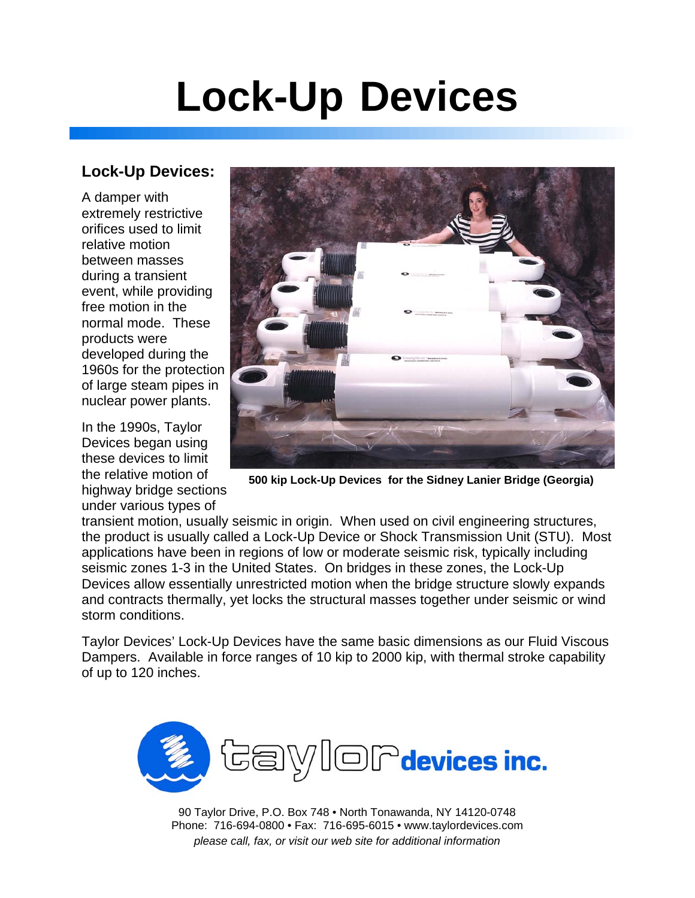# Lock-Up Devices

## Lock-Up Devices:

A damper with extremely restrictive orifices used to limit relative motion between masses during a transient event, while providing free motion in the normal mode. These products were developed during the 1960s for the protection of large steam pipes in nuclear power plants.

500 kip Lock-Up Devices for the Sidney Lanier Bridge (Georgia)

In the 1990s, Taylor Devices began using these devices to limit the relative motion of highway bridge sections under various types of transient motion, usually seismic in origin. When used on civil engineering structures, the product is usually called a Lock-Up Device or Shock Transmission Unit (STU). Most applications have been in regions of low or moderate seismic risk, typically including seismic zones 1-3 in the United States. On bridges in these zones, the Lock-Up Devices allow essentially unrestricted motion when the bridge structure slowly expands and contracts thermally, yet locks the structural masses together under seismic or wind storm conditions.

Taylor Devices' Lock-Up Devices have the same basic dimensions as our Fluid Viscous Dampers. Available in force ranges of 10 kip to 2000 kip, with thermal stroke capability of up to 120 inches.

taylor devices inc.

90 Taylor Drive, P.O. Box 748 • North Tonawanda, NY 14120-0748
Phone: 716-694-0800 • Fax: 716-695-6015 • www.taylordevices.com
*please call, fax, or visit our web site for additional information*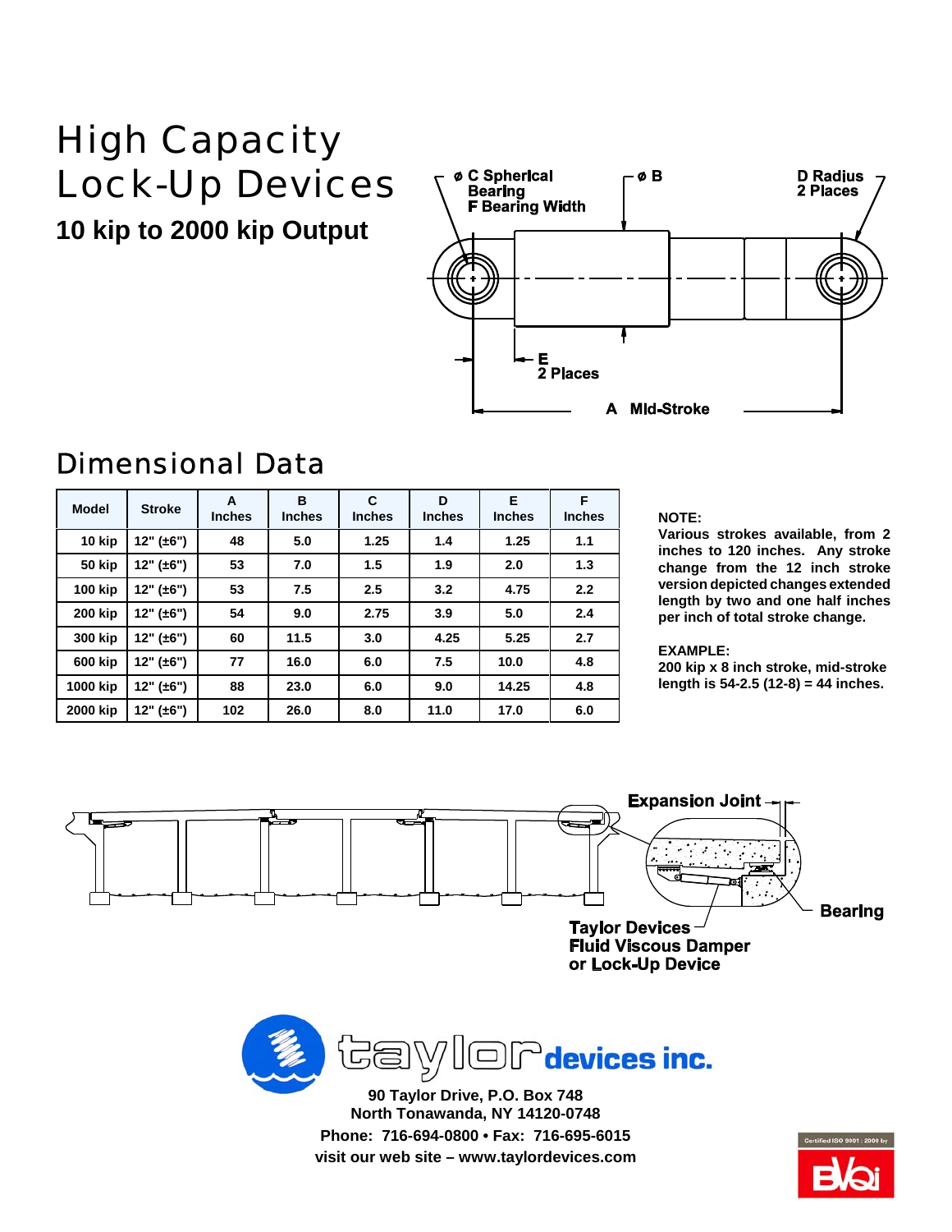# High Capacity Lock-Up Devices

## 10 kip to 2000 kip Output

ø C Spherical Bearing
F Bearing Width
ø B
D Radius
2 Places
E
2 Places
A Mid-Stroke

## Dimensional Data

| Model | Stroke | A Inches | B Inches | C Inches | D Inches | E Inches | F Inches |
|---|---|---|---|---|---|---|---|
| 10 kip | 12" (±6") | 48 | 5.0 | 1.25 | 1.4 | 1.25 | 1.1 |
| 50 kip | 12" (±6") | 53 | 7.0 | 1.5 | 1.9 | 2.0 | 1.3 |
| 100 kip | 12" (±6") | 53 | 7.5 | 2.5 | 3.2 | 4.75 | 2.2 |
| 200 kip | 12" (±6") | 54 | 9.0 | 2.75 | 3.9 | 5.0 | 2.4 |
| 300 kip | 12" (±6") | 60 | 11.5 | 3.0 | 4.25 | 5.25 | 2.7 |
| 600 kip | 12" (±6") | 77 | 16.0 | 6.0 | 7.5 | 10.0 | 4.8 |
| 1000 kip | 12" (±6") | 88 | 23.0 | 6.0 | 9.0 | 14.25 | 4.8 |
| 2000 kip | 12" (±6") | 102 | 26.0 | 8.0 | 11.0 | 17.0 | 6.0 |

**NOTE:**
**Various strokes available, from 2 inches to 120 inches. Any stroke change from the 12 inch stroke version depicted changes extended length by two and one half inches per inch of total stroke change.**

**EXAMPLE:**
**200 kip x 8 inch stroke, mid-stroke length is 54-2.5 (12-8) = 44 inches.**

Expansion Joint
Bearing
Taylor Devices Fluid Viscous Damper or Lock-Up Device

taylor devices inc.

**90 Taylor Drive, P.O. Box 748**
**North Tonawanda, NY 14120-0748**
**Phone: 716-694-0800 • Fax: 716-695-6015**
**visit our web site – www.taylordevices.com**

Certified ISO 9001 : 2000 by BVQi